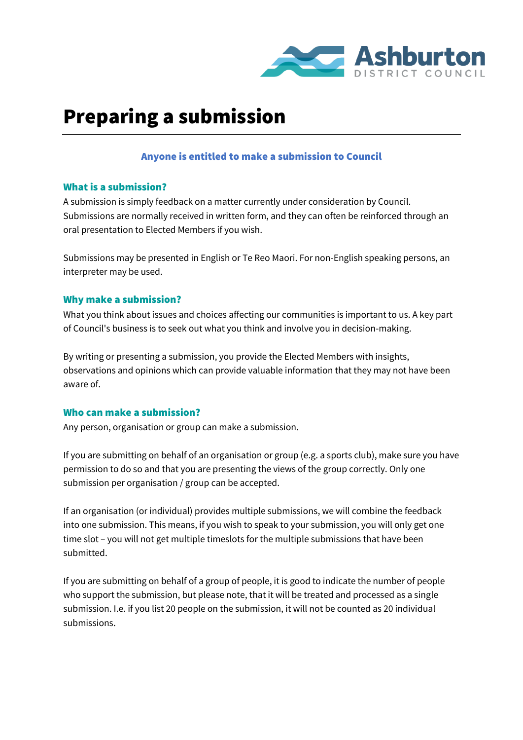# Preparing a submission

**Anyone is entitled to make a submission to Council**

## What is a submission?

A submission is simply feedback on a matter currently under consideration by Council. Submissions are normally received in written form, and they can often be reinforced through an oral presentation to Elected Members if you wish.

Submissions may be presented in English or Te Reo Maori. For non-English speaking persons, an interpreter may be used.

## Why make a submission?

What you think about issues and choices affecting our communities is important to us. A key part of Council's business is to seek out what you think and involve you in decision-making.

By writing or presenting a submission, you provide the Elected Members with insights, observations and opinions which can provide valuable information that they may not have been aware of.

## Who can make a submission?

Any person, organisation or group can make a submission.

If you are submitting on behalf of an organisation or group (e.g. a sports club), make sure you have permission to do so and that you are presenting the views of the group correctly. Only one submission per organisation / group can be accepted.

If an organisation (or individual) provides multiple submissions, we will combine the feedback into one submission. This means, if you wish to speak to your submission, you will only get one time slot – you will not get multiple timeslots for the multiple submissions that have been submitted.

If you are submitting on behalf of a group of people, it is good to indicate the number of people who support the submission, but please note, that it will be treated and processed as a single submission. I.e. if you list 20 people on the submission, it will not be counted as 20 individual submissions.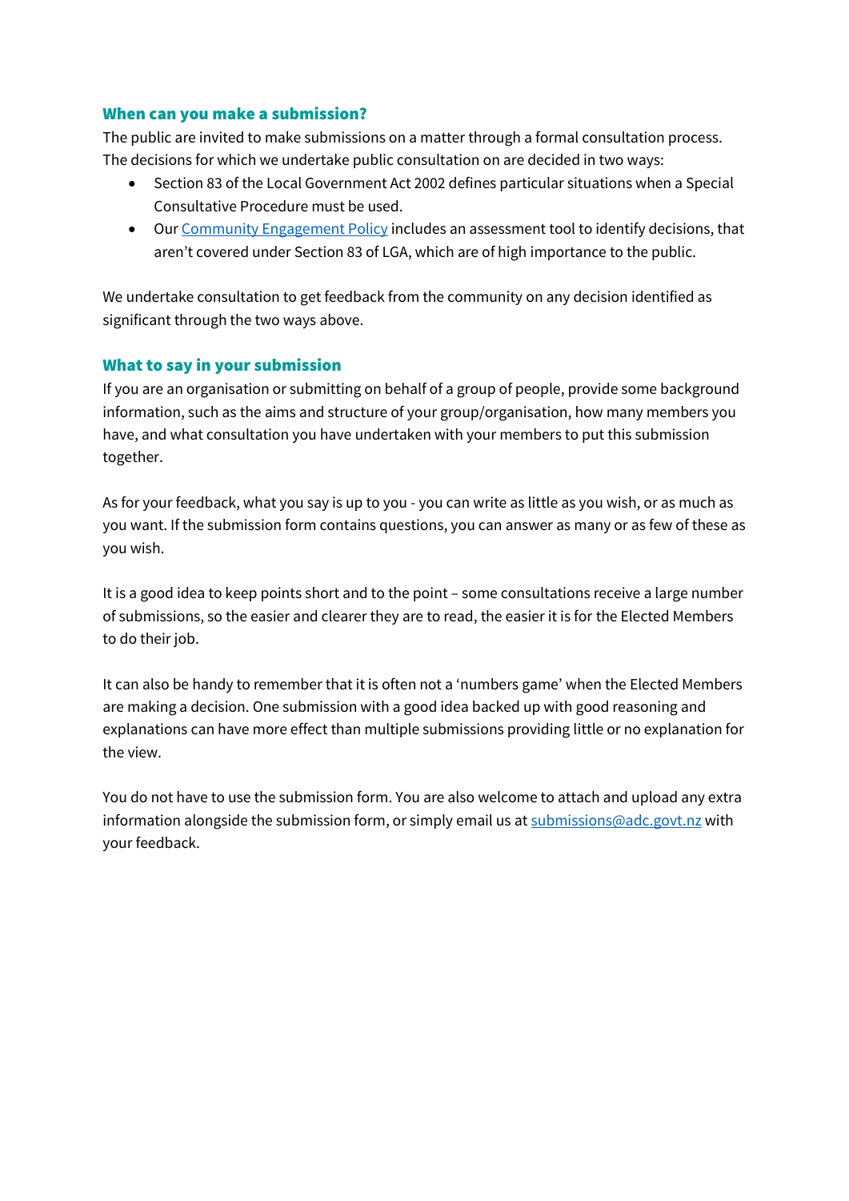## When can you make a submission?

The public are invited to make submissions on a matter through a formal consultation process. The decisions for which we undertake public consultation on are decided in two ways:

- Section 83 of the Local Government Act 2002 defines particular situations when a Special Consultative Procedure must be used.
- Our [Community Engagement Policy]() includes an assessment tool to identify decisions, that aren't covered under Section 83 of LGA, which are of high importance to the public.

We undertake consultation to get feedback from the community on any decision identified as significant through the two ways above.

## What to say in your submission

If you are an organisation or submitting on behalf of a group of people, provide some background information, such as the aims and structure of your group/organisation, how many members you have, and what consultation you have undertaken with your members to put this submission together.

As for your feedback, what you say is up to you - you can write as little as you wish, or as much as you want. If the submission form contains questions, you can answer as many or as few of these as you wish.

It is a good idea to keep points short and to the point – some consultations receive a large number of submissions, so the easier and clearer they are to read, the easier it is for the Elected Members to do their job.

It can also be handy to remember that it is often not a 'numbers game' when the Elected Members are making a decision. One submission with a good idea backed up with good reasoning and explanations can have more effect than multiple submissions providing little or no explanation for the view.

You do not have to use the submission form. You are also welcome to attach and upload any extra information alongside the submission form, or simply email us at [submissions@adc.govt.nz](mailto:submissions@adc.govt.nz) with your feedback.